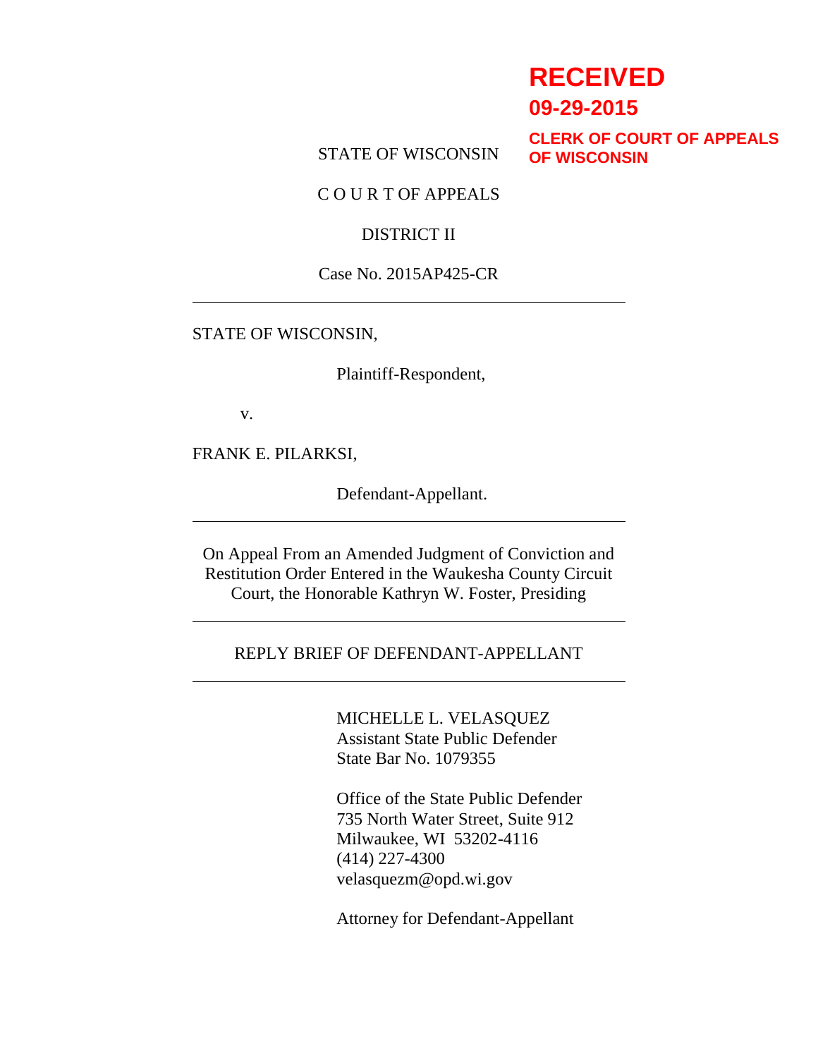**RECEIVED**
**09-29-2015**
**CLERK OF COURT OF APPEALS OF WISCONSIN**

STATE OF WISCONSIN

C O U R T OF APPEALS

DISTRICT II

Case No. 2015AP425-CR

---

STATE OF WISCONSIN,

Plaintiff-Respondent,

v.

FRANK E. PILARKSI,

Defendant-Appellant.

---

On Appeal From an Amended Judgment of Conviction and Restitution Order Entered in the Waukesha County Circuit Court, the Honorable Kathryn W. Foster, Presiding

---

REPLY BRIEF OF DEFENDANT-APPELLANT

---

MICHELLE L. VELASQUEZ
Assistant State Public Defender
State Bar No. 1079355

Office of the State Public Defender
735 North Water Street, Suite 912
Milwaukee, WI 53202-4116
(414) 227-4300
velasquezm@opd.wi.gov

Attorney for Defendant-Appellant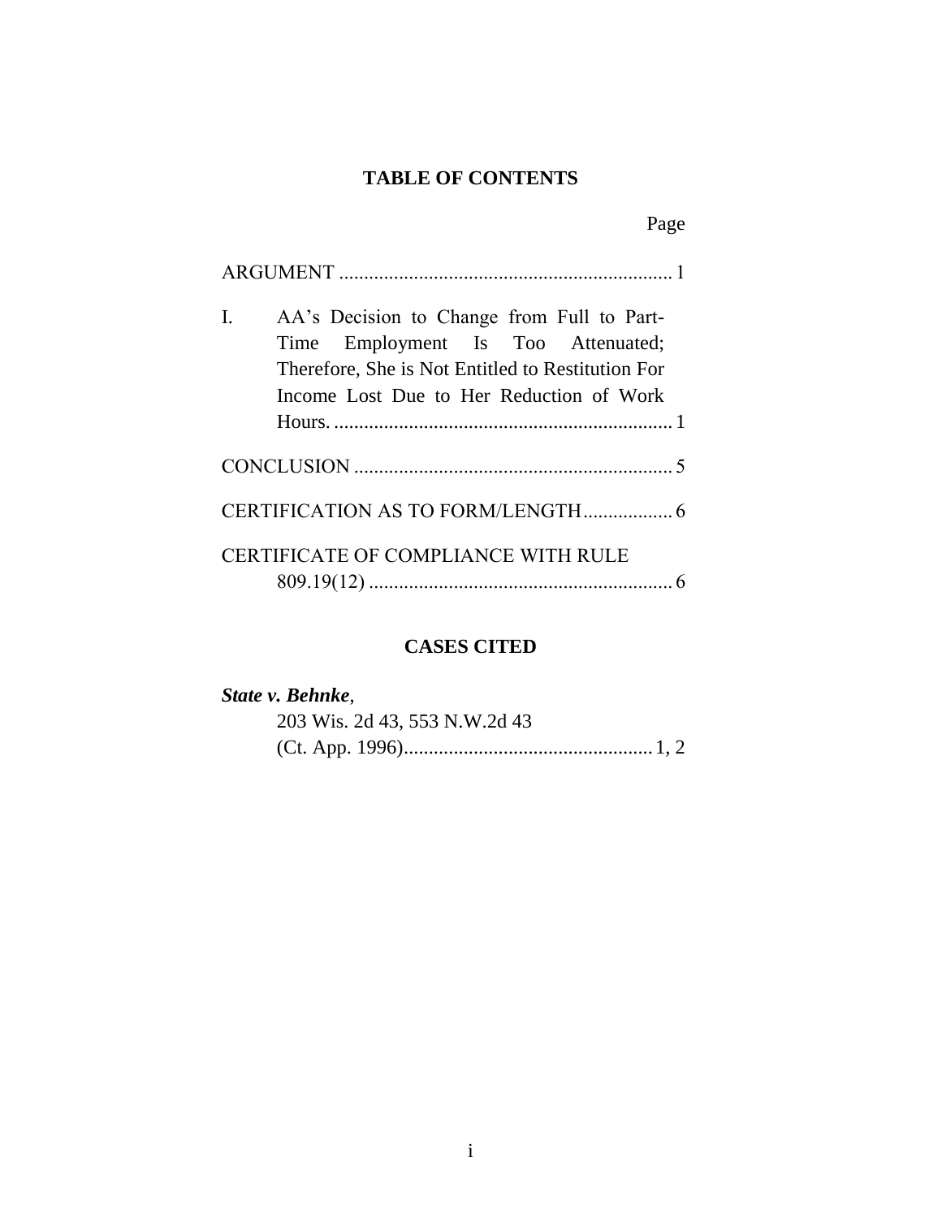## TABLE OF CONTENTS

Page

ARGUMENT .................................................................. 1

I. AA's Decision to Change from Full to Part-Time Employment Is Too Attenuated; Therefore, She is Not Entitled to Restitution For Income Lost Due to Her Reduction of Work Hours. ................................................................... 1

CONCLUSION ............................................................... 5

CERTIFICATION AS TO FORM/LENGTH.................. 6

CERTIFICATE OF COMPLIANCE WITH RULE 809.19(12) ............................................................ 6

## CASES CITED

***State v. Behnke***,
203 Wis. 2d 43, 553 N.W.2d 43
(Ct. App. 1996).................................................. 1, 2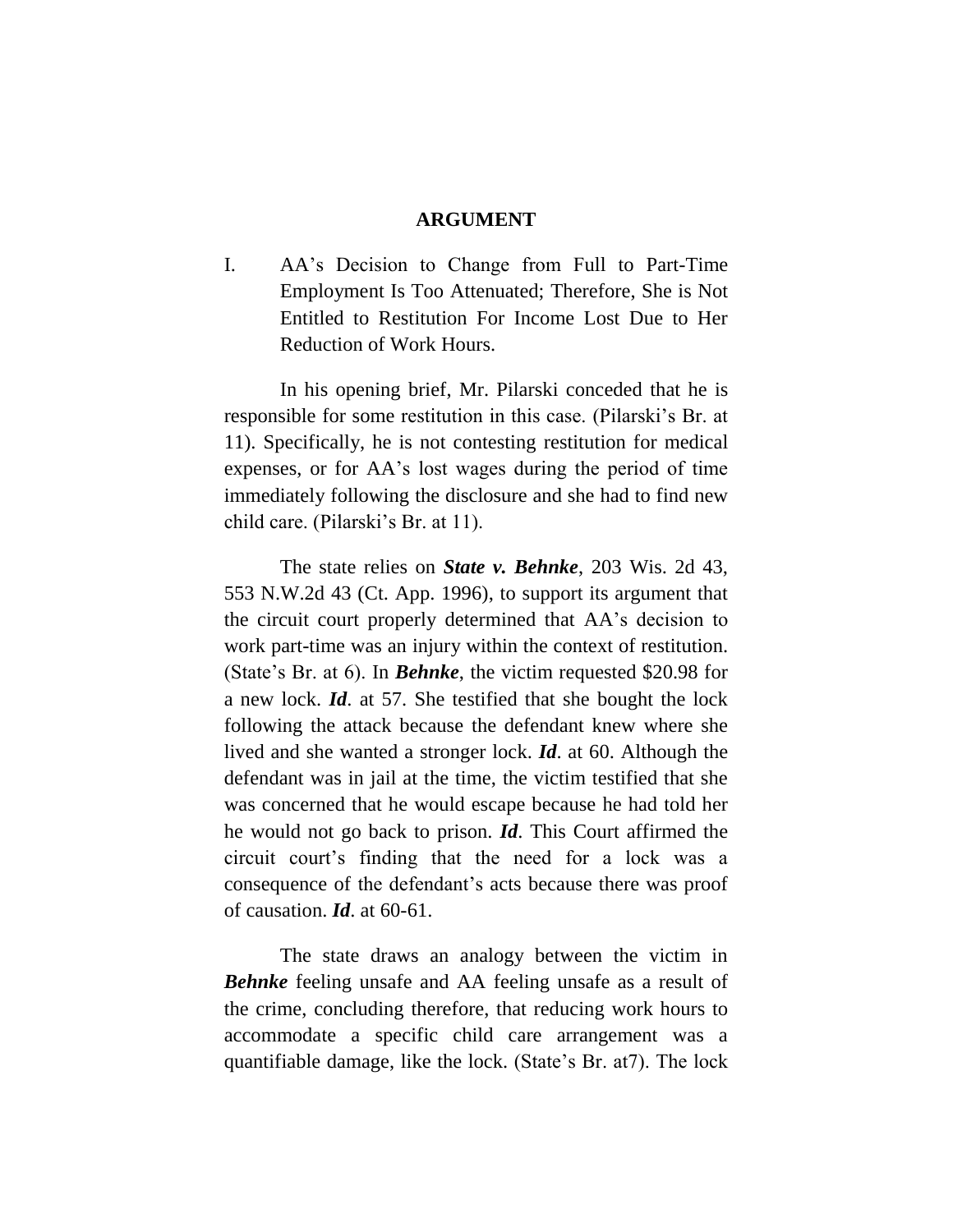## ARGUMENT

I. AA's Decision to Change from Full to Part-Time Employment Is Too Attenuated; Therefore, She is Not Entitled to Restitution For Income Lost Due to Her Reduction of Work Hours.

In his opening brief, Mr. Pilarski conceded that he is responsible for some restitution in this case. (Pilarski's Br. at 11). Specifically, he is not contesting restitution for medical expenses, or for AA's lost wages during the period of time immediately following the disclosure and she had to find new child care. (Pilarski's Br. at 11).

The state relies on ***State v. Behnke***, 203 Wis. 2d 43, 553 N.W.2d 43 (Ct. App. 1996), to support its argument that the circuit court properly determined that AA's decision to work part-time was an injury within the context of restitution. (State's Br. at 6). In ***Behnke***, the victim requested $20.98 for a new lock. ***Id***. at 57. She testified that she bought the lock following the attack because the defendant knew where she lived and she wanted a stronger lock. ***Id***. at 60. Although the defendant was in jail at the time, the victim testified that she was concerned that he would escape because he had told her he would not go back to prison. ***Id***. This Court affirmed the circuit court's finding that the need for a lock was a consequence of the defendant's acts because there was proof of causation. ***Id***. at 60-61.

The state draws an analogy between the victim in ***Behnke*** feeling unsafe and AA feeling unsafe as a result of the crime, concluding therefore, that reducing work hours to accommodate a specific child care arrangement was a quantifiable damage, like the lock. (State's Br. at7). The lock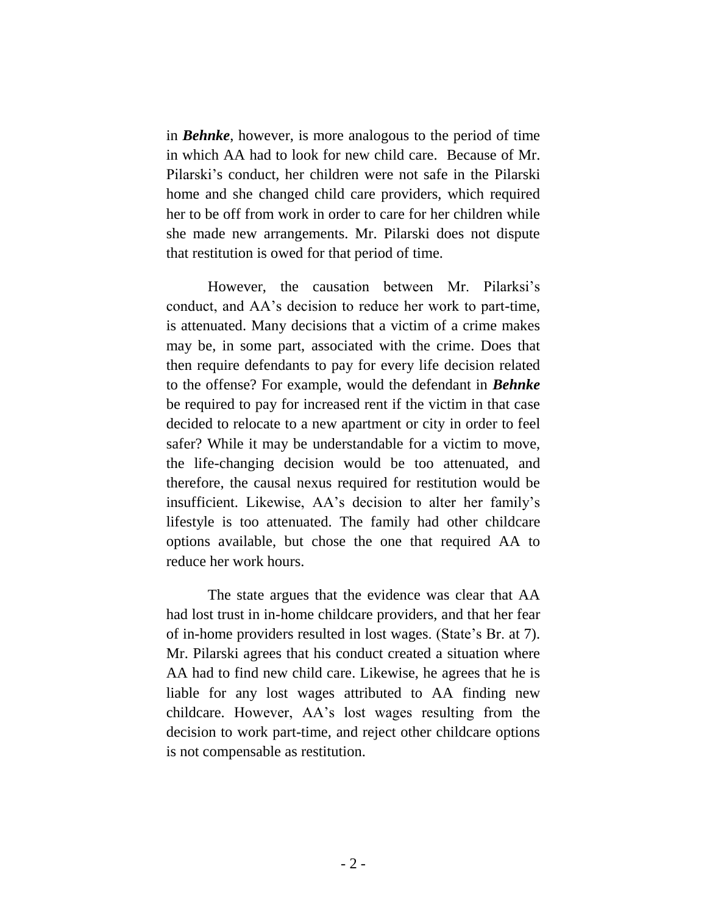in ***Behnke***, however, is more analogous to the period of time in which AA had to look for new child care. Because of Mr. Pilarski's conduct, her children were not safe in the Pilarski home and she changed child care providers, which required her to be off from work in order to care for her children while she made new arrangements. Mr. Pilarski does not dispute that restitution is owed for that period of time.

However, the causation between Mr. Pilarksi's conduct, and AA's decision to reduce her work to part-time, is attenuated. Many decisions that a victim of a crime makes may be, in some part, associated with the crime. Does that then require defendants to pay for every life decision related to the offense? For example, would the defendant in ***Behnke*** be required to pay for increased rent if the victim in that case decided to relocate to a new apartment or city in order to feel safer? While it may be understandable for a victim to move, the life-changing decision would be too attenuated, and therefore, the causal nexus required for restitution would be insufficient. Likewise, AA's decision to alter her family's lifestyle is too attenuated. The family had other childcare options available, but chose the one that required AA to reduce her work hours.

The state argues that the evidence was clear that AA had lost trust in in-home childcare providers, and that her fear of in-home providers resulted in lost wages. (State's Br. at 7). Mr. Pilarski agrees that his conduct created a situation where AA had to find new child care. Likewise, he agrees that he is liable for any lost wages attributed to AA finding new childcare. However, AA's lost wages resulting from the decision to work part-time, and reject other childcare options is not compensable as restitution.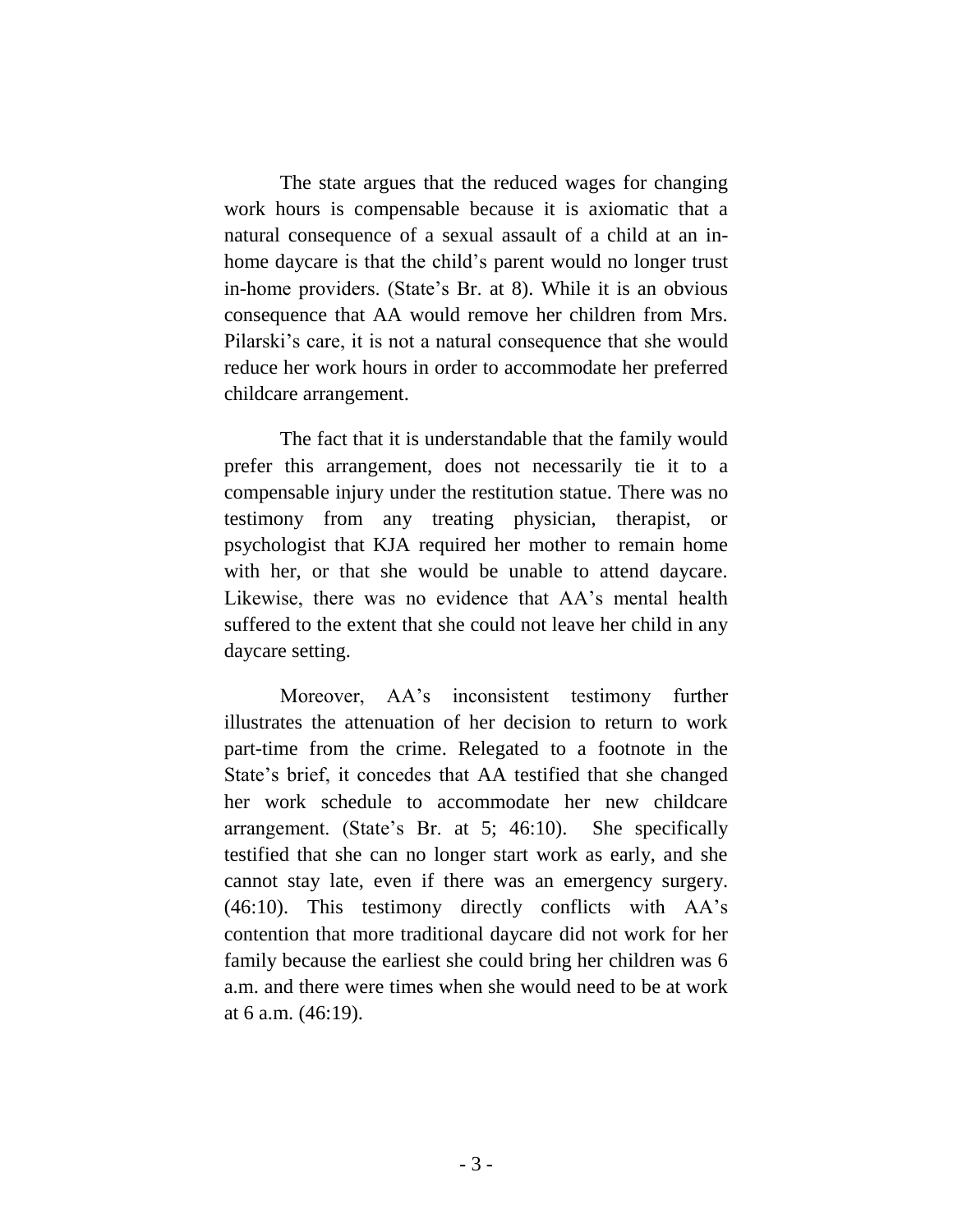The state argues that the reduced wages for changing work hours is compensable because it is axiomatic that a natural consequence of a sexual assault of a child at an in-home daycare is that the child's parent would no longer trust in-home providers. (State's Br. at 8). While it is an obvious consequence that AA would remove her children from Mrs. Pilarski's care, it is not a natural consequence that she would reduce her work hours in order to accommodate her preferred childcare arrangement.

The fact that it is understandable that the family would prefer this arrangement, does not necessarily tie it to a compensable injury under the restitution statue. There was no testimony from any treating physician, therapist, or psychologist that KJA required her mother to remain home with her, or that she would be unable to attend daycare. Likewise, there was no evidence that AA's mental health suffered to the extent that she could not leave her child in any daycare setting.

Moreover, AA's inconsistent testimony further illustrates the attenuation of her decision to return to work part-time from the crime. Relegated to a footnote in the State's brief, it concedes that AA testified that she changed her work schedule to accommodate her new childcare arrangement. (State's Br. at 5; 46:10). She specifically testified that she can no longer start work as early, and she cannot stay late, even if there was an emergency surgery. (46:10). This testimony directly conflicts with AA's contention that more traditional daycare did not work for her family because the earliest she could bring her children was 6 a.m. and there were times when she would need to be at work at 6 a.m. (46:19).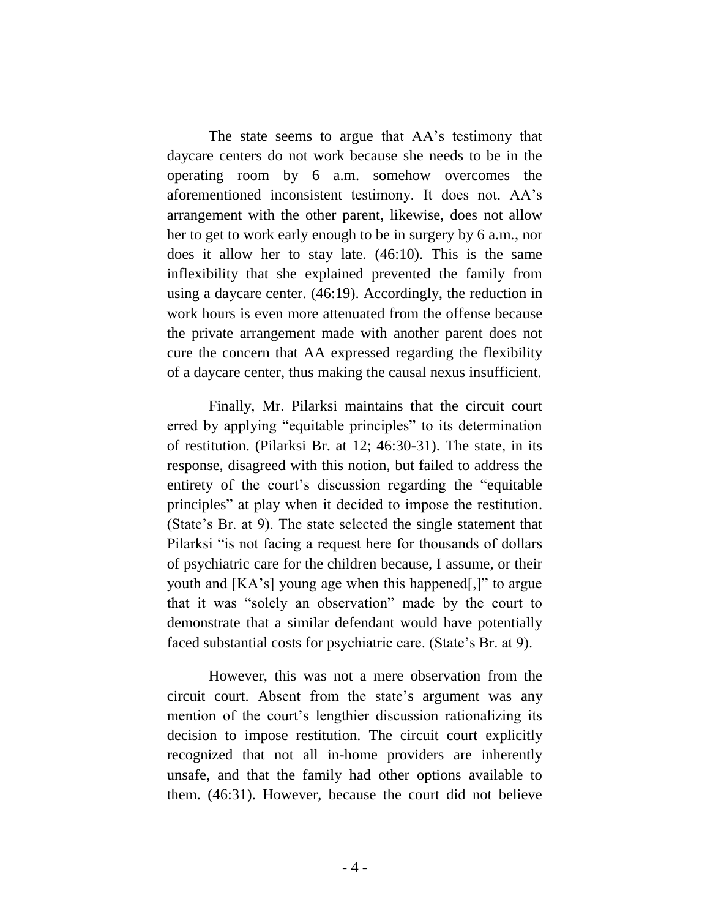The state seems to argue that AA's testimony that daycare centers do not work because she needs to be in the operating room by 6 a.m. somehow overcomes the aforementioned inconsistent testimony. It does not. AA's arrangement with the other parent, likewise, does not allow her to get to work early enough to be in surgery by 6 a.m., nor does it allow her to stay late. (46:10). This is the same inflexibility that she explained prevented the family from using a daycare center. (46:19). Accordingly, the reduction in work hours is even more attenuated from the offense because the private arrangement made with another parent does not cure the concern that AA expressed regarding the flexibility of a daycare center, thus making the causal nexus insufficient.

Finally, Mr. Pilarksi maintains that the circuit court erred by applying "equitable principles" to its determination of restitution. (Pilarksi Br. at 12; 46:30-31). The state, in its response, disagreed with this notion, but failed to address the entirety of the court's discussion regarding the "equitable principles" at play when it decided to impose the restitution. (State's Br. at 9). The state selected the single statement that Pilarksi "is not facing a request here for thousands of dollars of psychiatric care for the children because, I assume, or their youth and [KA's] young age when this happened[,]" to argue that it was "solely an observation" made by the court to demonstrate that a similar defendant would have potentially faced substantial costs for psychiatric care. (State's Br. at 9).

However, this was not a mere observation from the circuit court. Absent from the state's argument was any mention of the court's lengthier discussion rationalizing its decision to impose restitution. The circuit court explicitly recognized that not all in-home providers are inherently unsafe, and that the family had other options available to them. (46:31). However, because the court did not believe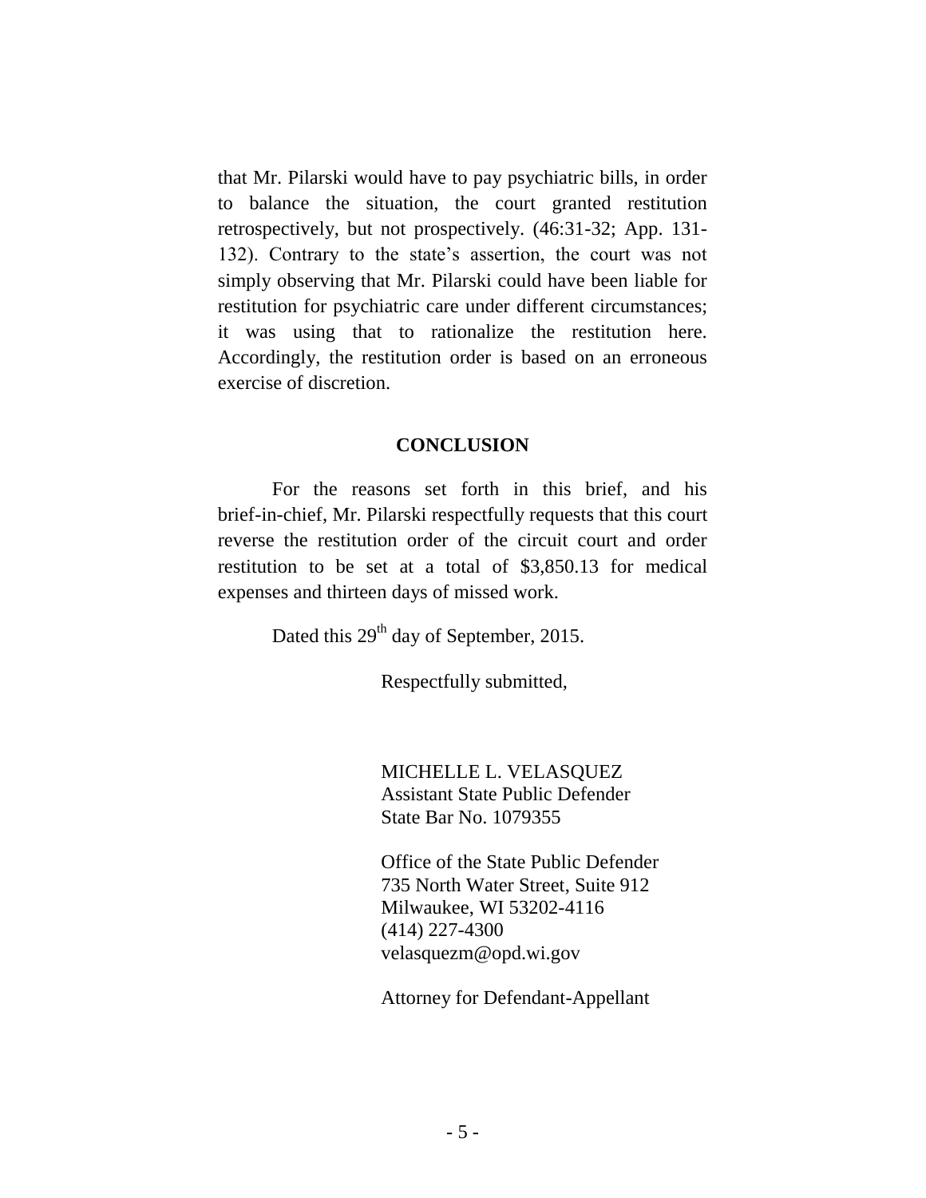that Mr. Pilarski would have to pay psychiatric bills, in order to balance the situation, the court granted restitution retrospectively, but not prospectively. (46:31-32; App. 131-132). Contrary to the state's assertion, the court was not simply observing that Mr. Pilarski could have been liable for restitution for psychiatric care under different circumstances; it was using that to rationalize the restitution here. Accordingly, the restitution order is based on an erroneous exercise of discretion.

## CONCLUSION

For the reasons set forth in this brief, and his brief-in-chief, Mr. Pilarski respectfully requests that this court reverse the restitution order of the circuit court and order restitution to be set at a total of $3,850.13 for medical expenses and thirteen days of missed work.

Dated this 29th day of September, 2015.

Respectfully submitted,

MICHELLE L. VELASQUEZ
Assistant State Public Defender
State Bar No. 1079355

Office of the State Public Defender
735 North Water Street, Suite 912
Milwaukee, WI 53202-4116
(414) 227-4300
velasquezm@opd.wi.gov

Attorney for Defendant-Appellant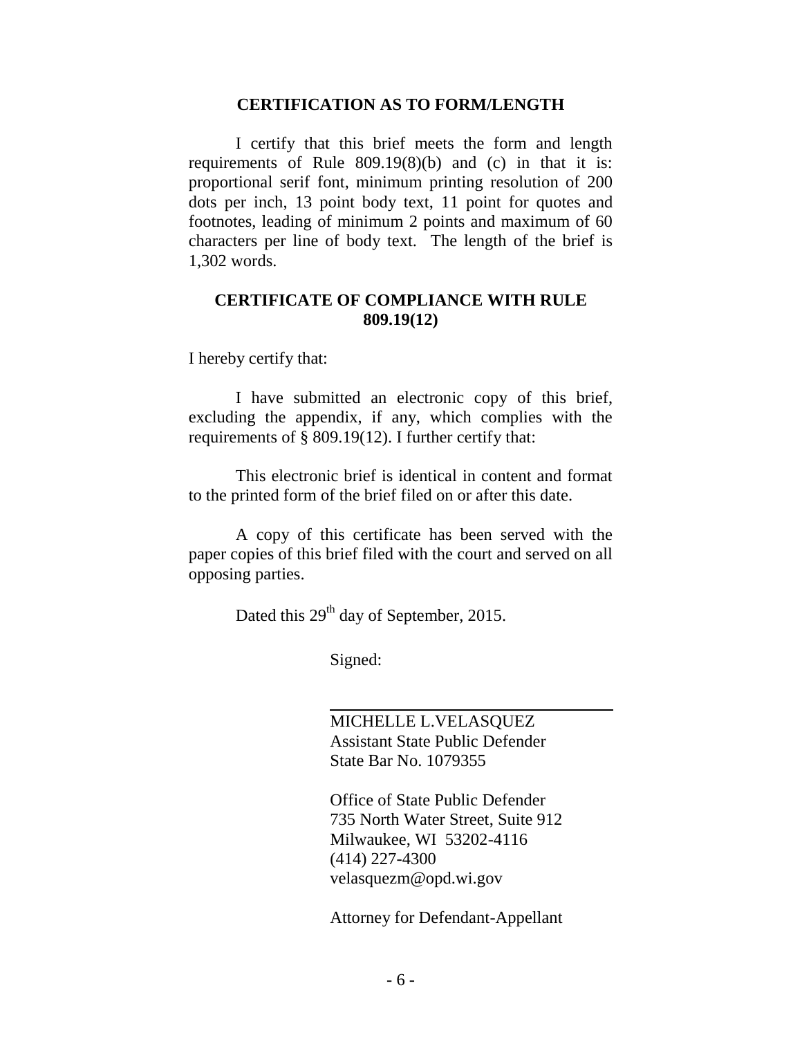**CERTIFICATION AS TO FORM/LENGTH**

I certify that this brief meets the form and length requirements of Rule 809.19(8)(b) and (c) in that it is: proportional serif font, minimum printing resolution of 200 dots per inch, 13 point body text, 11 point for quotes and footnotes, leading of minimum 2 points and maximum of 60 characters per line of body text. The length of the brief is 1,302 words.

**CERTIFICATE OF COMPLIANCE WITH RULE 809.19(12)**

I hereby certify that:

I have submitted an electronic copy of this brief, excluding the appendix, if any, which complies with the requirements of § 809.19(12). I further certify that:

This electronic brief is identical in content and format to the printed form of the brief filed on or after this date.

A copy of this certificate has been served with the paper copies of this brief filed with the court and served on all opposing parties.

Dated this 29th day of September, 2015.

Signed:

\_\_\_\_\_\_\_\_\_\_\_\_\_\_\_\_\_\_\_\_\_\_\_\_\_\_\_\_\_\_

MICHELLE L.VELASQUEZ
Assistant State Public Defender
State Bar No. 1079355

Office of State Public Defender
735 North Water Street, Suite 912
Milwaukee, WI 53202-4116
(414) 227-4300
velasquezm@opd.wi.gov

Attorney for Defendant-Appellant